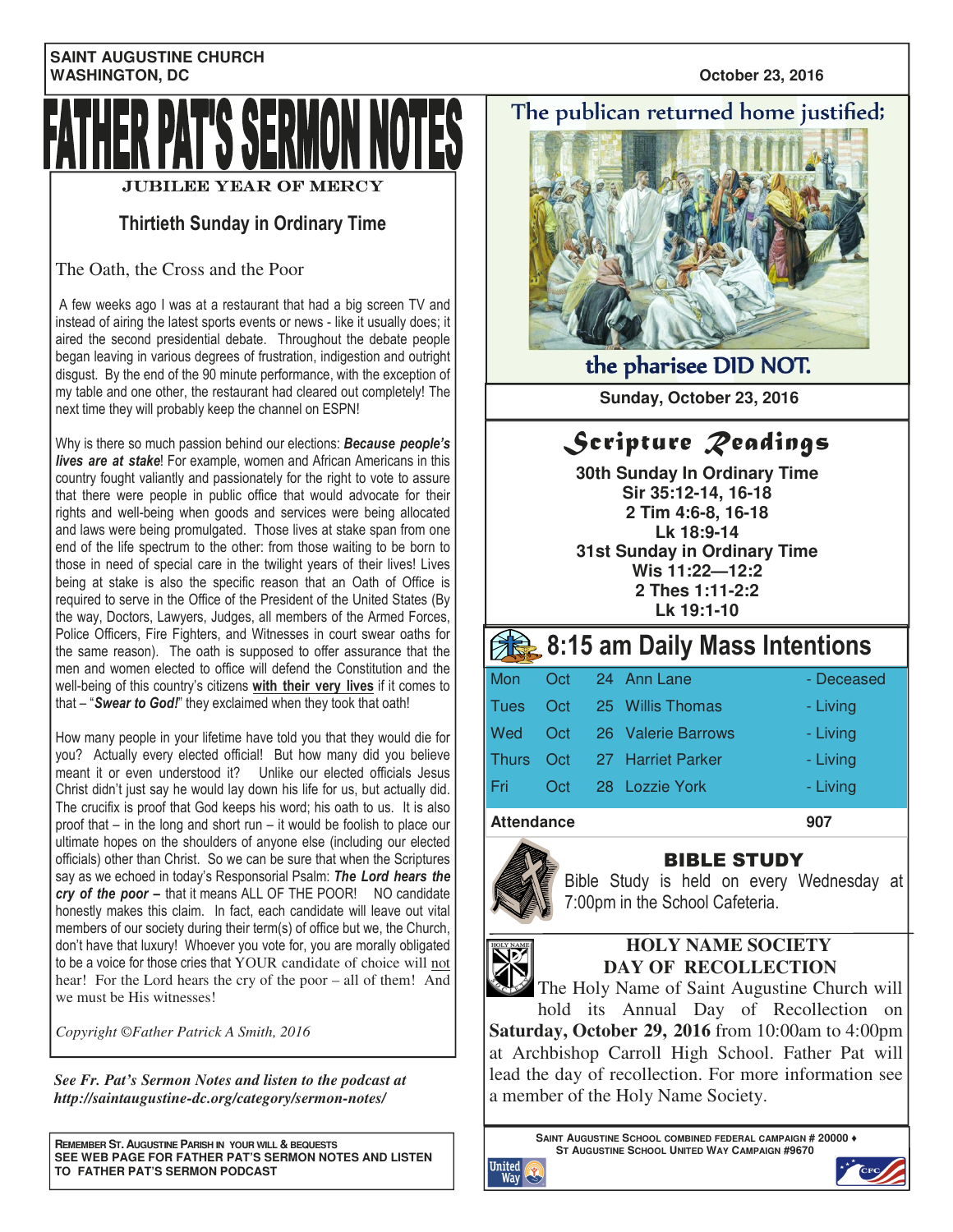SAINT AUGUSTINE CHURCH
WASHINGTON, DC

October 23, 2016

# FATHER PAT'S SERMON NOTES

JUBILEE YEAR OF MERCY

## Thirtieth Sunday in Ordinary Time

### The Oath, the Cross and the Poor

A few weeks ago I was at a restaurant that had a big screen TV and instead of airing the latest sports events or news - like it usually does; it aired the second presidential debate. Throughout the debate people began leaving in various degrees of frustration, indigestion and outright disgust. By the end of the 90 minute performance, with the exception of my table and one other, the restaurant had cleared out completely! The next time they will probably keep the channel on ESPN!

Why is there so much passion behind our elections: ***Because people's lives are at stake***! For example, women and African Americans in this country fought valiantly and passionately for the right to vote to assure that there were people in public office that would advocate for their rights and well-being when goods and services were being allocated and laws were being promulgated. Those lives at stake span from one end of the life spectrum to the other: from those waiting to be born to those in need of special care in the twilight years of their lives! Lives being at stake is also the specific reason that an Oath of Office is required to serve in the Office of the President of the United States (By the way, Doctors, Lawyers, Judges, all members of the Armed Forces, Police Officers, Fire Fighters, and Witnesses in court swear oaths for the same reason). The oath is supposed to offer assurance that the men and women elected to office will defend the Constitution and the well-being of this country's citizens **with their very lives** if it comes to that – "***Swear to God!***" they exclaimed when they took that oath!

How many people in your lifetime have told you that they would die for you? Actually every elected official! But how many did you believe meant it or even understood it? Unlike our elected officials Jesus Christ didn't just say he would lay down his life for us, but actually did. The crucifix is proof that God keeps his word; his oath to us. It is also proof that – in the long and short run – it would be foolish to place our ultimate hopes on the shoulders of anyone else (including our elected officials) other than Christ. So we can be sure that when the Scriptures say as we echoed in today's Responsorial Psalm: ***The Lord hears the cry of the poor –*** that it means ALL OF THE POOR! NO candidate honestly makes this claim. In fact, each candidate will leave out vital members of our society during their term(s) of office but we, the Church, don't have that luxury! Whoever you vote for, you are morally obligated to be a voice for those cries that YOUR candidate of choice will not hear! For the Lord hears the cry of the poor – all of them! And we must be His witnesses!

*Copyright ©Father Patrick A Smith, 2016*

***See Fr. Pat's Sermon Notes and listen to the podcast at http://saintaugustine-dc.org/category/sermon-notes/***

**REMEMBER ST. AUGUSTINE PARISH IN YOUR WILL & BEQUESTS
SEE WEB PAGE FOR FATHER PAT'S SERMON NOTES AND LISTEN TO FATHER PAT'S SERMON PODCAST**

The publican returned home justified;

the pharisee DID NOT.

**Sunday, October 23, 2016**

## Scripture Readings

**30th Sunday In Ordinary Time**
**Sir 35:12-14, 16-18**
**2 Tim 4:6-8, 16-18**
**Lk 18:9-14**
**31st Sunday in Ordinary Time**
**Wis 11:22—12:2**
**2 Thes 1:11-2:2**
**Lk 19:1-10**

## 8:15 am Daily Mass Intentions

| | | | | |
|---|---|---|---|---|
| Mon | Oct | 24 | Ann Lane | - Deceased |
| Tues | Oct | 25 | Willis Thomas | - Living |
| Wed | Oct | 26 | Valerie Barrows | - Living |
| Thurs | Oct | 27 | Harriet Parker | - Living |
| Fri | Oct | 28 | Lozzie York | - Living |

**Attendance** 907

### BIBLE STUDY

Bible Study is held on every Wednesday at 7:00pm in the School Cafeteria.

### HOLY NAME SOCIETY DAY OF RECOLLECTION

The Holy Name of Saint Augustine Church will hold its Annual Day of Recollection on **Saturday, October 29, 2016** from 10:00am to 4:00pm at Archbishop Carroll High School. Father Pat will lead the day of recollection. For more information see a member of the Holy Name Society.

**SAINT AUGUSTINE SCHOOL COMBINED FEDERAL CAMPAIGN # 20000 ♦ ST AUGUSTINE SCHOOL UNITED WAY CAMPAIGN #9670**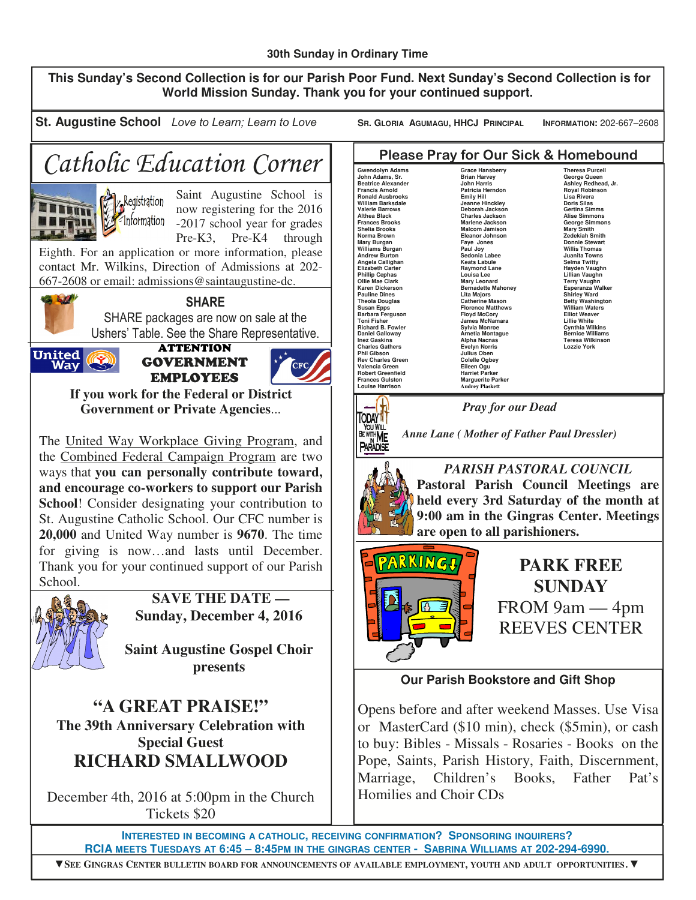30th Sunday in Ordinary Time

**This Sunday's Second Collection is for our Parish Poor Fund. Next Sunday's Second Collection is for World Mission Sunday. Thank you for your continued support.**

**St. Augustine School** *Love to Learn; Learn to Love* SR. GLORIA AGUMAGU, HHCJ PRINCIPAL INFORMATION: 202-667–2608

# Catholic Education Corner

Saint Augustine School is now registering for the 2016-2017 school year for grades Pre-K3, Pre-K4 through Eighth. For an application or more information, please contact Mr. Wilkins, Direction of Admissions at 202-667-2608 or email: admissions@saintaugustine-dc.

## SHARE

SHARE packages are now on sale at the Ushers' Table. See the Share Representative.

## ATTENTION GOVERNMENT EMPLOYEES

**If you work for the Federal or District Government or Private Agencies...**

The United Way Workplace Giving Program, and the Combined Federal Campaign Program are two ways that **you can personally contribute toward, and encourage co-workers to support our Parish School**! Consider designating your contribution to St. Augustine Catholic School. Our CFC number is **20,000** and United Way number is **9670**. The time for giving is now…and lasts until December. Thank you for your continued support of our Parish School.

**SAVE THE DATE — Sunday, December 4, 2016**

**Saint Augustine Gospel Choir presents**

## "A GREAT PRAISE!"

**The 39th Anniversary Celebration with Special Guest**

**RICHARD SMALLWOOD**

December 4th, 2016 at 5:00pm in the Church
Tickets $20

## Please Pray for Our Sick & Homebound

Gwendolyn Adams
John Adams, Sr.
Beatrice Alexander
Francis Arnold
Ronald Ausbrooks
William Barksdale
Valerie Barrows
Althea Black
Frances Brooks
Shelia Brooks
Norma Brown
Mary Burgan
Williams Burgan
Andrew Burton
Angela Callighan
Elizabeth Carter
Phillip Cephas
Ollie Mae Clark
Karen Dickerson
Pauline Dines
Theola Douglas
Susan Epps
Barbara Ferguson
Toni Fisher
Richard B. Fowler
Daniel Galloway
Inez Gaskins
Charles Gathers
Phil Gibson
Rev Charles Green
Valencia Green
Robert Greenfield
Frances Gulston
Louise Harrison
Grace Hansberry
Brian Harvey
John Harris
Patricia Herndon
Emily Hill
Jeanne Hinckley
Deborah Jackson
Charles Jackson
Marlene Jackson
Malcom Jamison
Eleanor Johnson
Faye Jones
Paul Joy
Sedonia Labee
Keats Labule
Raymond Lane
Louisa Lee
Mary Leonard
Bernadette Mahoney
Lita Majors
Catherine Mason
Florence Matthews
Floyd McCory
James McNamara
Sylvia Monroe
Arnetia Montague
Alpha Nacnas
Evelyn Norris
Julius Oben
Colelle Ogbey
Eileen Ogu
Harriet Parker
Marguerite Parker
Audrey Plaskett
Theresa Purcell
George Queen
Ashley Redhead, Jr.
Royal Robinson
Lisa Rivera
Doris Silas
Gertina Simms
Alise Simmons
George Simmons
Mary Smith
Zedekiah Smith
Donnie Stewart
Willis Thomas
Juanita Towns
Selma Twitty
Hayden Vaughn
Lillian Vaughn
Terry Vaughn
Esperanza Walker
Shirley Ward
Betty Washington
William Waters
Elliot Weaver
Lillie White
Cynthia Wilkins
Bernice Williams
Teresa Wilkinson
Lozzie York

TODAY YOU WILL BE WITH ME IN PARADISE

*Pray for our Dead*

*Anne Lane ( Mother of Father Paul Dressler)*

## *PARISH PASTORAL COUNCIL*

**Pastoral Parish Council Meetings are held every 3rd Saturday of the month at 9:00 am in the Gingras Center. Meetings are open to all parishioners.**

PARKING

**PARK FREE SUNDAY**
FROM 9am — 4pm
REEVES CENTER

## Our Parish Bookstore and Gift Shop

Opens before and after weekend Masses. Use Visa or MasterCard ($10 min), check ($5min), or cash to buy: Bibles - Missals - Rosaries - Books on the Pope, Saints, Parish History, Faith, Discernment, Marriage, Children's Books, Father Pat's Homilies and Choir CDs

INTERESTED IN BECOMING A CATHOLIC, RECEIVING CONFIRMATION? SPONSORING INQUIRERS?
RCIA MEETS TUESDAYS AT 6:45 – 8:45PM IN THE GINGRAS CENTER - SABRINA WILLIAMS AT 202-294-6990.

▼SEE GINGRAS CENTER BULLETIN BOARD FOR ANNOUNCEMENTS OF AVAILABLE EMPLOYMENT, YOUTH AND ADULT OPPORTUNITIES.▼